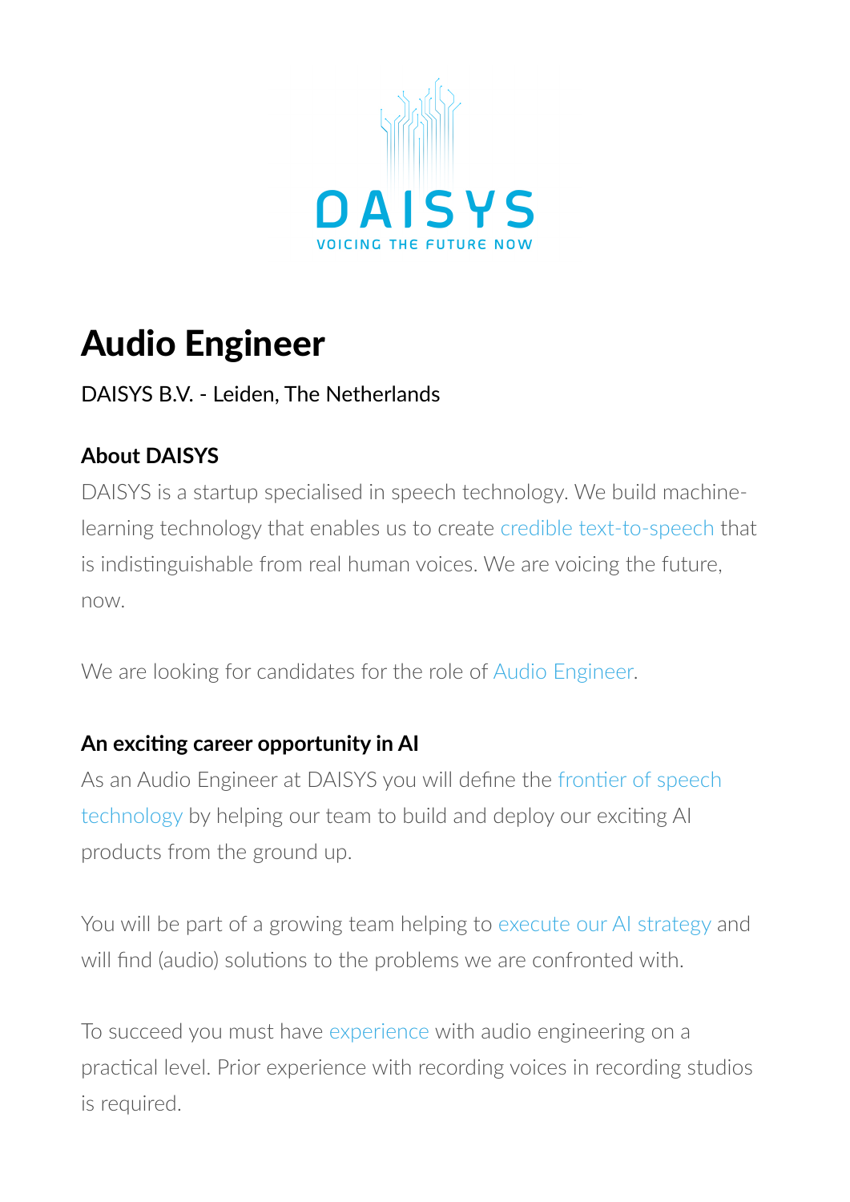DAISYS

VOICING THE FUTURE NOW

# Audio Engineer

DAISYS B.V. - Leiden, The Netherlands

### About DAISYS

DAISYS is a startup specialised in speech technology. We build machine-learning technology that enables us to create credible text-to-speech that is indistinguishable from real human voices. We are voicing the future, now.

We are looking for candidates for the role of Audio Engineer.

### An exciting career opportunity in AI

As an Audio Engineer at DAISYS you will define the frontier of speech technology by helping our team to build and deploy our exciting AI products from the ground up.

You will be part of a growing team helping to execute our AI strategy and will find (audio) solutions to the problems we are confronted with.

To succeed you must have experience with audio engineering on a practical level. Prior experience with recording voices in recording studios is required.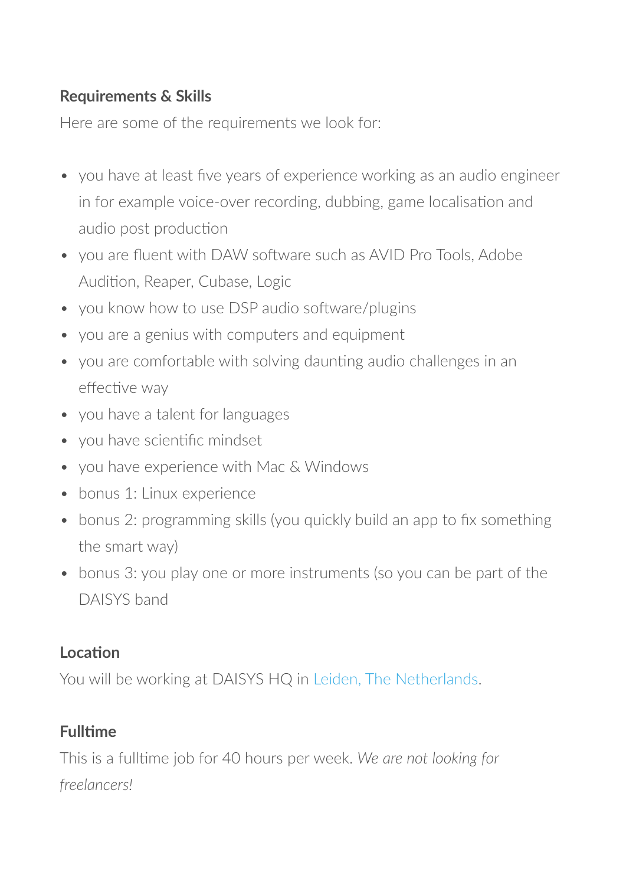**Requirements & Skills**

Here are some of the requirements we look for:

- you have at least five years of experience working as an audio engineer in for example voice-over recording, dubbing, game localisation and audio post production
- you are fluent with DAW software such as AVID Pro Tools, Adobe Audition, Reaper, Cubase, Logic
- you know how to use DSP audio software/plugins
- you are a genius with computers and equipment
- you are comfortable with solving daunting audio challenges in an effective way
- you have a talent for languages
- you have scientific mindset
- you have experience with Mac & Windows
- bonus 1: Linux experience
- bonus 2: programming skills (you quickly build an app to fix something the smart way)
- bonus 3: you play one or more instruments (so you can be part of the DAISYS band

**Location**

You will be working at DAISYS HQ in Leiden, The Netherlands.

**Fulltime**

This is a fulltime job for 40 hours per week. *We are not looking for freelancers!*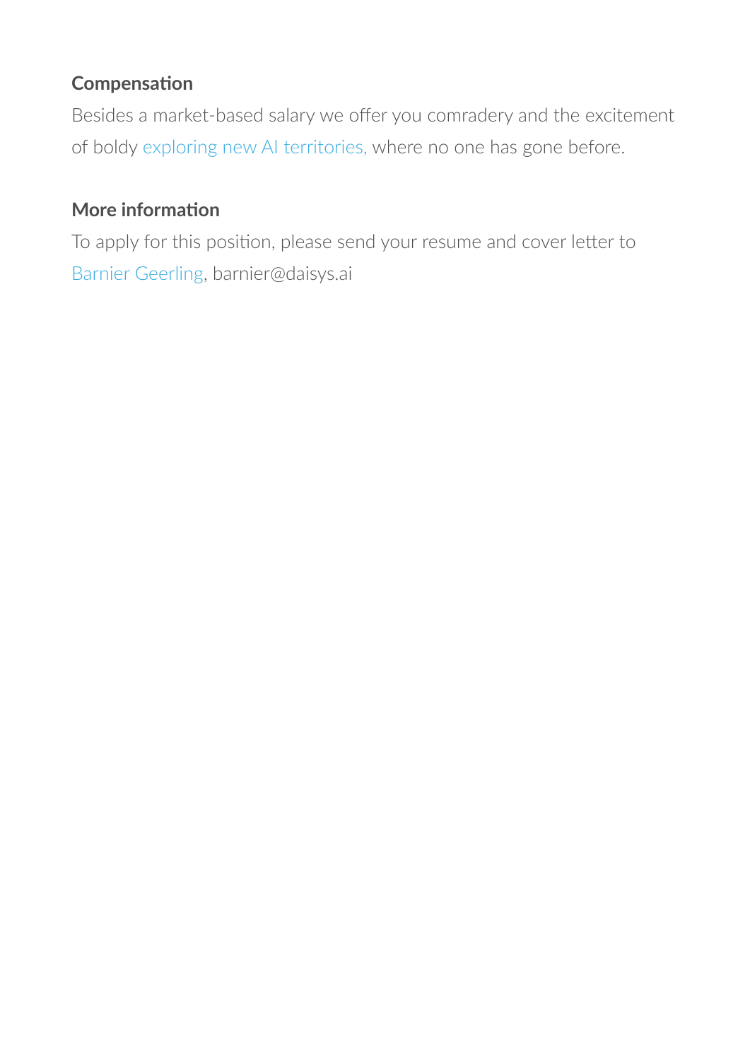### Compensation

Besides a market-based salary we offer you comradery and the excitement of boldy exploring new AI territories, where no one has gone before.

### More information

To apply for this position, please send your resume and cover letter to Barnier Geerling, barnier@daisys.ai